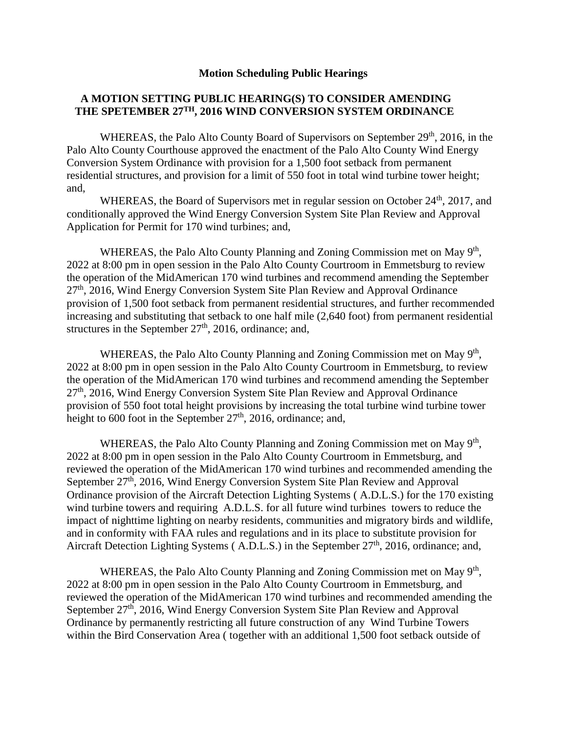**Motion Scheduling Public Hearings**

**A MOTION SETTING PUBLIC HEARING(S) TO CONSIDER AMENDING THE SPETEMBER 27TH, 2016 WIND CONVERSION SYSTEM ORDINANCE**

WHEREAS, the Palo Alto County Board of Supervisors on September 29th, 2016, in the Palo Alto County Courthouse approved the enactment of the Palo Alto County Wind Energy Conversion System Ordinance with provision for a 1,500 foot setback from permanent residential structures, and provision for a limit of 550 foot in total wind turbine tower height; and,

WHEREAS, the Board of Supervisors met in regular session on October 24th, 2017, and conditionally approved the Wind Energy Conversion System Site Plan Review and Approval Application for Permit for 170 wind turbines; and,

WHEREAS, the Palo Alto County Planning and Zoning Commission met on May 9th, 2022 at 8:00 pm in open session in the Palo Alto County Courtroom in Emmetsburg to review the operation of the MidAmerican 170 wind turbines and recommend amending the September 27th, 2016, Wind Energy Conversion System Site Plan Review and Approval Ordinance provision of 1,500 foot setback from permanent residential structures, and further recommended increasing and substituting that setback to one half mile (2,640 foot) from permanent residential structures in the September 27th, 2016, ordinance; and,

WHEREAS, the Palo Alto County Planning and Zoning Commission met on May 9th, 2022 at 8:00 pm in open session in the Palo Alto County Courtroom in Emmetsburg, to review the operation of the MidAmerican 170 wind turbines and recommend amending the September 27th, 2016, Wind Energy Conversion System Site Plan Review and Approval Ordinance provision of 550 foot total height provisions by increasing the total turbine wind turbine tower height to 600 foot in the September 27th, 2016, ordinance; and,

WHEREAS, the Palo Alto County Planning and Zoning Commission met on May 9th, 2022 at 8:00 pm in open session in the Palo Alto County Courtroom in Emmetsburg, and reviewed the operation of the MidAmerican 170 wind turbines and recommended amending the September 27th, 2016, Wind Energy Conversion System Site Plan Review and Approval Ordinance provision of the Aircraft Detection Lighting Systems ( A.D.L.S.) for the 170 existing wind turbine towers and requiring A.D.L.S. for all future wind turbines towers to reduce the impact of nighttime lighting on nearby residents, communities and migratory birds and wildlife, and in conformity with FAA rules and regulations and in its place to substitute provision for Aircraft Detection Lighting Systems ( A.D.L.S.) in the September 27th, 2016, ordinance; and,

WHEREAS, the Palo Alto County Planning and Zoning Commission met on May 9th, 2022 at 8:00 pm in open session in the Palo Alto County Courtroom in Emmetsburg, and reviewed the operation of the MidAmerican 170 wind turbines and recommended amending the September 27th, 2016, Wind Energy Conversion System Site Plan Review and Approval Ordinance by permanently restricting all future construction of any Wind Turbine Towers within the Bird Conservation Area ( together with an additional 1,500 foot setback outside of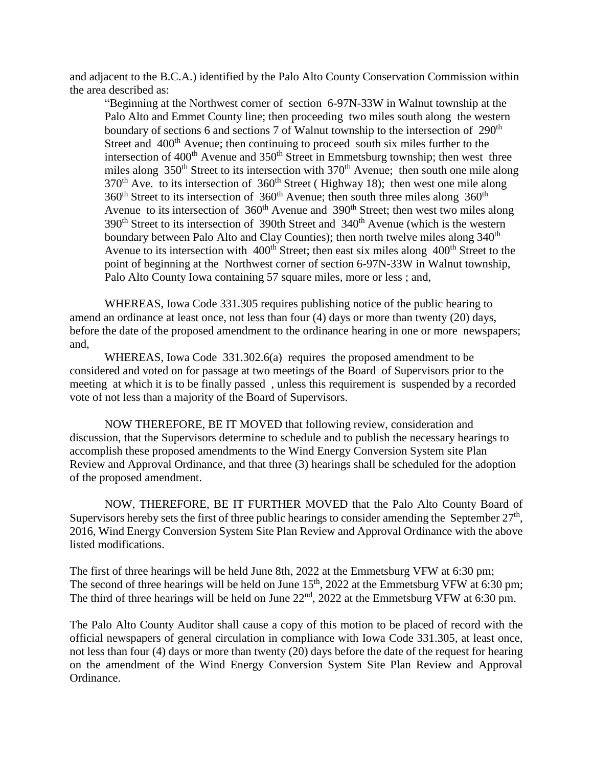and adjacent to the B.C.A.) identified by the Palo Alto County Conservation Commission within the area described as:

> "Beginning at the Northwest corner of section 6-97N-33W in Walnut township at the Palo Alto and Emmet County line; then proceeding two miles south along the western boundary of sections 6 and sections 7 of Walnut township to the intersection of 290th Street and 400th Avenue; then continuing to proceed south six miles further to the intersection of 400th Avenue and 350th Street in Emmetsburg township; then west three miles along 350th Street to its intersection with 370th Avenue; then south one mile along 370th Ave. to its intersection of 360th Street ( Highway 18); then west one mile along 360th Street to its intersection of 360th Avenue; then south three miles along 360th Avenue to its intersection of 360th Avenue and 390th Street; then west two miles along 390th Street to its intersection of 390th Street and 340th Avenue (which is the western boundary between Palo Alto and Clay Counties); then north twelve miles along 340th Avenue to its intersection with 400th Street; then east six miles along 400th Street to the point of beginning at the Northwest corner of section 6-97N-33W in Walnut township, Palo Alto County Iowa containing 57 square miles, more or less ; and,

WHEREAS, Iowa Code 331.305 requires publishing notice of the public hearing to amend an ordinance at least once, not less than four (4) days or more than twenty (20) days, before the date of the proposed amendment to the ordinance hearing in one or more newspapers; and,

WHEREAS, Iowa Code 331.302.6(a) requires the proposed amendment to be considered and voted on for passage at two meetings of the Board of Supervisors prior to the meeting at which it is to be finally passed , unless this requirement is suspended by a recorded vote of not less than a majority of the Board of Supervisors.

NOW THEREFORE, BE IT MOVED that following review, consideration and discussion, that the Supervisors determine to schedule and to publish the necessary hearings to accomplish these proposed amendments to the Wind Energy Conversion System site Plan Review and Approval Ordinance, and that three (3) hearings shall be scheduled for the adoption of the proposed amendment.

NOW, THEREFORE, BE IT FURTHER MOVED that the Palo Alto County Board of Supervisors hereby sets the first of three public hearings to consider amending the September 27th, 2016, Wind Energy Conversion System Site Plan Review and Approval Ordinance with the above listed modifications.

The first of three hearings will be held June 8th, 2022 at the Emmetsburg VFW at 6:30 pm;
The second of three hearings will be held on June 15th, 2022 at the Emmetsburg VFW at 6:30 pm;
The third of three hearings will be held on June 22nd, 2022 at the Emmetsburg VFW at 6:30 pm.

The Palo Alto County Auditor shall cause a copy of this motion to be placed of record with the official newspapers of general circulation in compliance with Iowa Code 331.305, at least once, not less than four (4) days or more than twenty (20) days before the date of the request for hearing on the amendment of the Wind Energy Conversion System Site Plan Review and Approval Ordinance.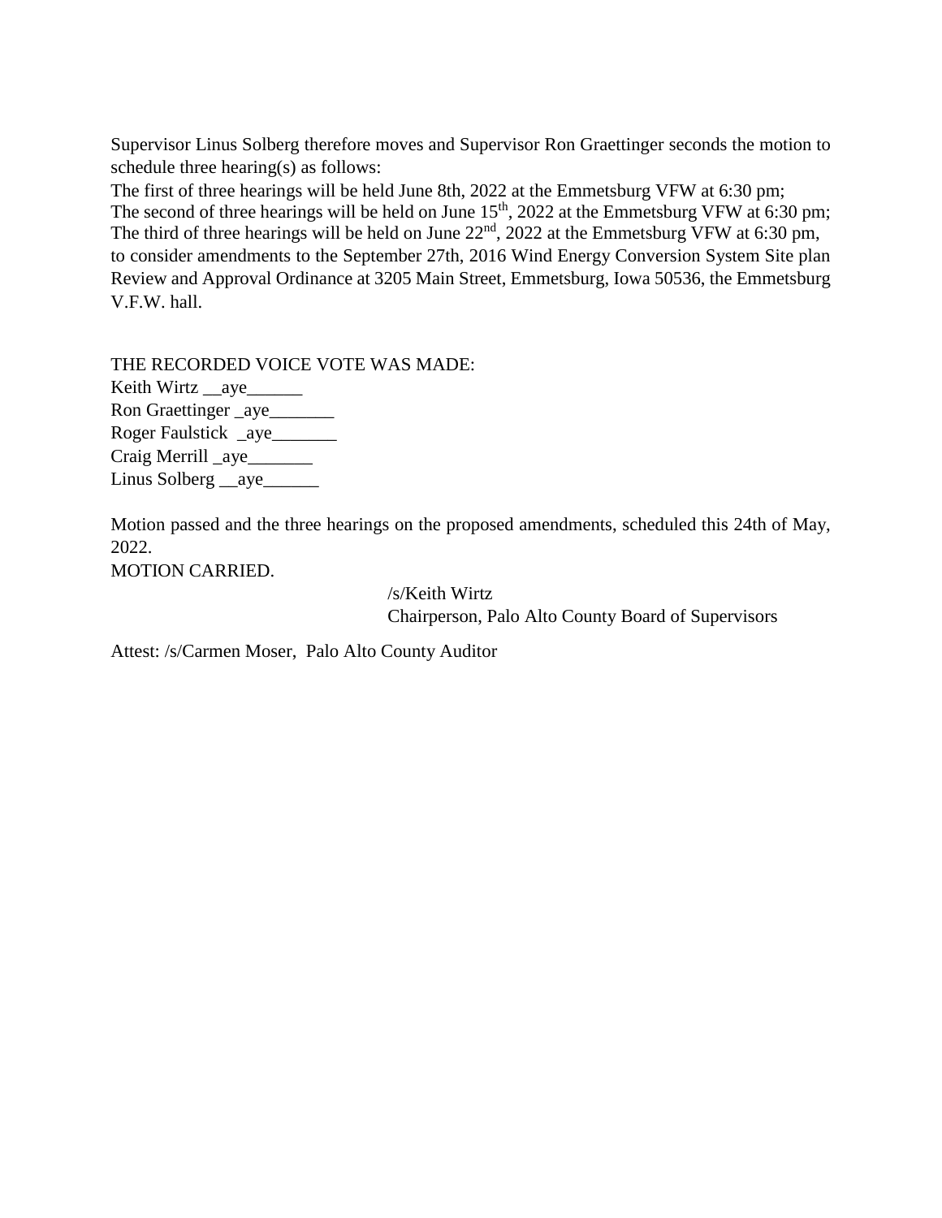Supervisor Linus Solberg therefore moves and Supervisor Ron Graettinger seconds the motion to schedule three hearing(s) as follows:

The first of three hearings will be held June 8th, 2022 at the Emmetsburg VFW at 6:30 pm;
The second of three hearings will be held on June 15th, 2022 at the Emmetsburg VFW at 6:30 pm;
The third of three hearings will be held on June 22nd, 2022 at the Emmetsburg VFW at 6:30 pm,
to consider amendments to the September 27th, 2016 Wind Energy Conversion System Site plan Review and Approval Ordinance at 3205 Main Street, Emmetsburg, Iowa 50536, the Emmetsburg V.F.W. hall.

THE RECORDED VOICE VOTE WAS MADE:
Keith Wirtz __aye______
Ron Graettinger _aye_______
Roger Faulstick _aye_______
Craig Merrill _aye_______
Linus Solberg __aye______

Motion passed and the three hearings on the proposed amendments, scheduled this 24th of May, 2022.
MOTION CARRIED.

/s/Keith Wirtz
Chairperson, Palo Alto County Board of Supervisors

Attest: /s/Carmen Moser, Palo Alto County Auditor